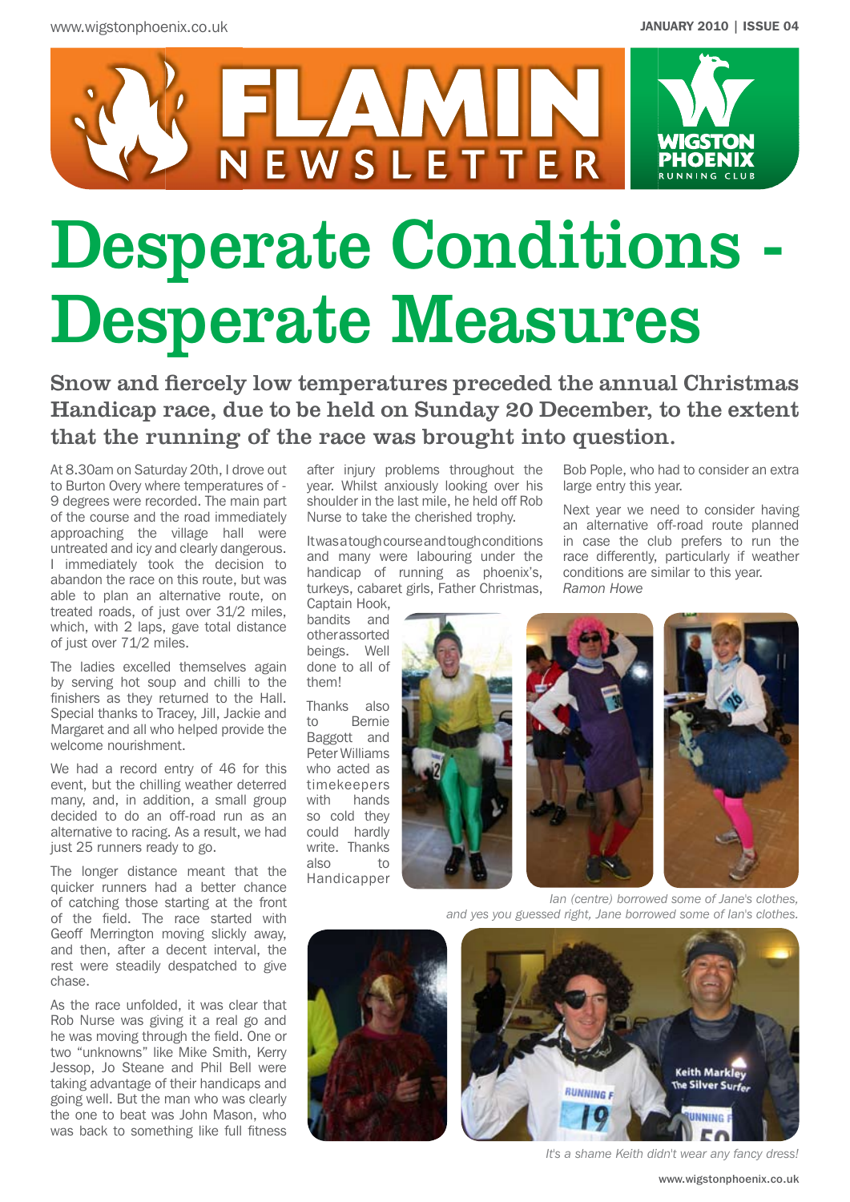# FLAMIN NEWSLETTER

WIGSTON PHOENIX RUNNING CLUB

JANUARY 2010 | ISSUE 04

# Desperate Conditions - Desperate Measures

## Snow and fiercely low temperatures preceded the annual Christmas Handicap race, due to be held on Sunday 20 December, to the extent that the running of the race was brought into question.

At 8.30am on Saturday 20th, I drove out to Burton Overy where temperatures of -9 degrees were recorded. The main part of the course and the road immediately approaching the village hall were untreated and icy and clearly dangerous. I immediately took the decision to abandon the race on this route, but was able to plan an alternative route, on treated roads, of just over 31/2 miles, which, with 2 laps, gave total distance of just over 71/2 miles.

The ladies excelled themselves again by serving hot soup and chilli to the finishers as they returned to the Hall. Special thanks to Tracey, Jill, Jackie and Margaret and all who helped provide the welcome nourishment.

We had a record entry of 46 for this event, but the chilling weather deterred many, and, in addition, a small group decided to do an off-road run as an alternative to racing. As a result, we had just 25 runners ready to go.

The longer distance meant that the quicker runners had a better chance of catching those starting at the front of the field. The race started with Geoff Merrington moving slickly away, and then, after a decent interval, the rest were steadily despatched to give chase.

As the race unfolded, it was clear that Rob Nurse was giving it a real go and he was moving through the field. One or two "unknowns" like Mike Smith, Kerry Jessop, Jo Steane and Phil Bell were taking advantage of their handicaps and going well. But the man who was clearly the one to beat was John Mason, who was back to something like full fitness after injury problems throughout the year. Whilst anxiously looking over his shoulder in the last mile, he held off Rob Nurse to take the cherished trophy.

It was a tough course and tough conditions and many were labouring under the handicap of running as phoenix's, turkeys, cabaret girls, Father Christmas, Captain Hook, bandits and other assorted beings. Well done to all of them!

Thanks also to Bernie Baggott and Peter Williams who acted as timekeepers with hands so cold they could hardly write. Thanks also to Handicapper Bob Pople, who had to consider an extra large entry this year.

Next year we need to consider having an alternative off-road route planned in case the club prefers to run the race differently, particularly if weather conditions are similar to this year.

*Ramon Howe*

*Ian (centre) borrowed some of Jane's clothes, and yes you guessed right, Jane borrowed some of Ian's clothes.*

*It's a shame Keith didn't wear any fancy dress!*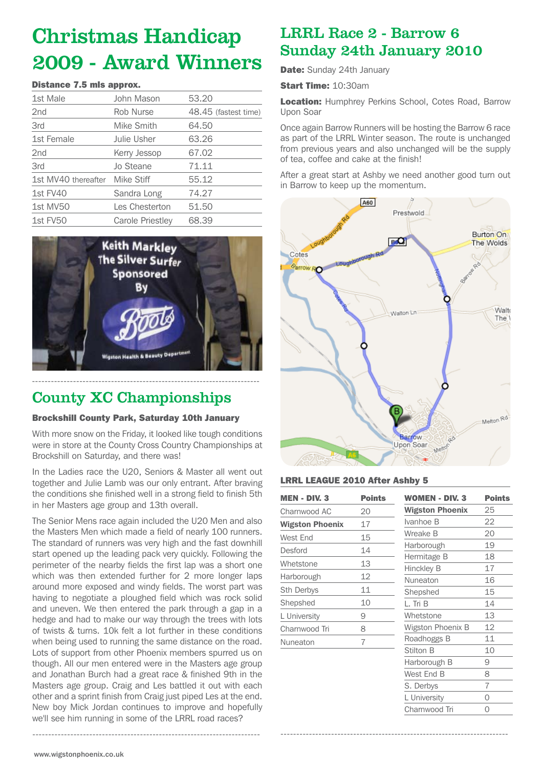# Christmas Handicap 2009 - Award Winners

**Distance 7.5 mls approx.**

| | | |
|---|---|---|
| 1st Male | John Mason | 53.20 |
| 2nd | Rob Nurse | 48.45 (fastest time) |
| 3rd | Mike Smith | 64.50 |
| 1st Female | Julie Usher | 63.26 |
| 2nd | Kerry Jessop | 67.02 |
| 3rd | Jo Steane | 71.11 |
| 1st MV40 thereafter | Mike Stiff | 55.12 |
| 1st FV40 | Sandra Long | 74.27 |
| 1st MV50 | Les Chesterton | 51.50 |
| 1st FV50 | Carole Priestley | 68.39 |

Keith Markley The Silver Surfer Sponsored By Boots Wigston Health & Beauty Department

## County XC Championships

**Brockshill County Park, Saturday 10th January**

With more snow on the Friday, it looked like tough conditions were in store at the County Cross Country Championships at Brockshill on Saturday, and there was!

In the Ladies race the U20, Seniors & Master all went out together and Julie Lamb was our only entrant. After braving the conditions she finished well in a strong field to finish 5th in her Masters age group and 13th overall.

The Senior Mens race again included the U20 Men and also the Masters Men which made a field of nearly 100 runners. The standard of runners was very high and the fast downhill start opened up the leading pack very quickly. Following the perimeter of the nearby fields the first lap was a short one which was then extended further for 2 more longer laps around more exposed and windy fields. The worst part was having to negotiate a ploughed field which was rock solid and uneven. We then entered the park through a gap in a hedge and had to make our way through the trees with lots of twists & turns. 10k felt a lot further in these conditions when being used to running the same distance on the road. Lots of support from other Phoenix members spurred us on though. All our men entered were in the Masters age group and Jonathan Burch had a great race & finished 9th in the Masters age group. Craig and Les battled it out with each other and a sprint finish from Craig just piped Les at the end. New boy Mick Jordan continues to improve and hopefully we'll see him running in some of the LRRL road races?

# LRRL Race 2 - Barrow 6 Sunday 24th January 2010

**Date:** Sunday 24th January

**Start Time:** 10:30am

**Location:** Humphrey Perkins School, Cotes Road, Barrow Upon Soar

Once again Barrow Runners will be hosting the Barrow 6 race as part of the LRRL Winter season. The route is unchanged from previous years and also unchanged will be the supply of tea, coffee and cake at the finish!

After a great start at Ashby we need another good turn out in Barrow to keep up the momentum.

**LRRL LEAGUE 2010 After Ashby 5**

| MEN - DIV. 3 | Points |
|---|---|
| Charnwood AC | 20 |
| **Wigston Phoenix** | 17 |
| West End | 15 |
| Desford | 14 |
| Whetstone | 13 |
| Harborough | 12 |
| Sth Derbys | 11 |
| Shepshed | 10 |
| L University | 9 |
| Charnwood Tri | 8 |
| Nuneaton | 7 |

| WOMEN - DIV. 3 | Points |
|---|---|
| **Wigston Phoenix** | 25 |
| Ivanhoe B | 22 |
| Wreake B | 20 |
| Harborough | 19 |
| Hermitage B | 18 |
| Hinckley B | 17 |
| Nuneaton | 16 |
| Shepshed | 15 |
| L. Tri B | 14 |
| Whetstone | 13 |
| Wigston Phoenix B | 12 |
| Roadhoggs B | 11 |
| Stilton B | 10 |
| Harborough B | 9 |
| West End B | 8 |
| S. Derbys | 7 |
| L University | 0 |
| Charnwood Tri | 0 |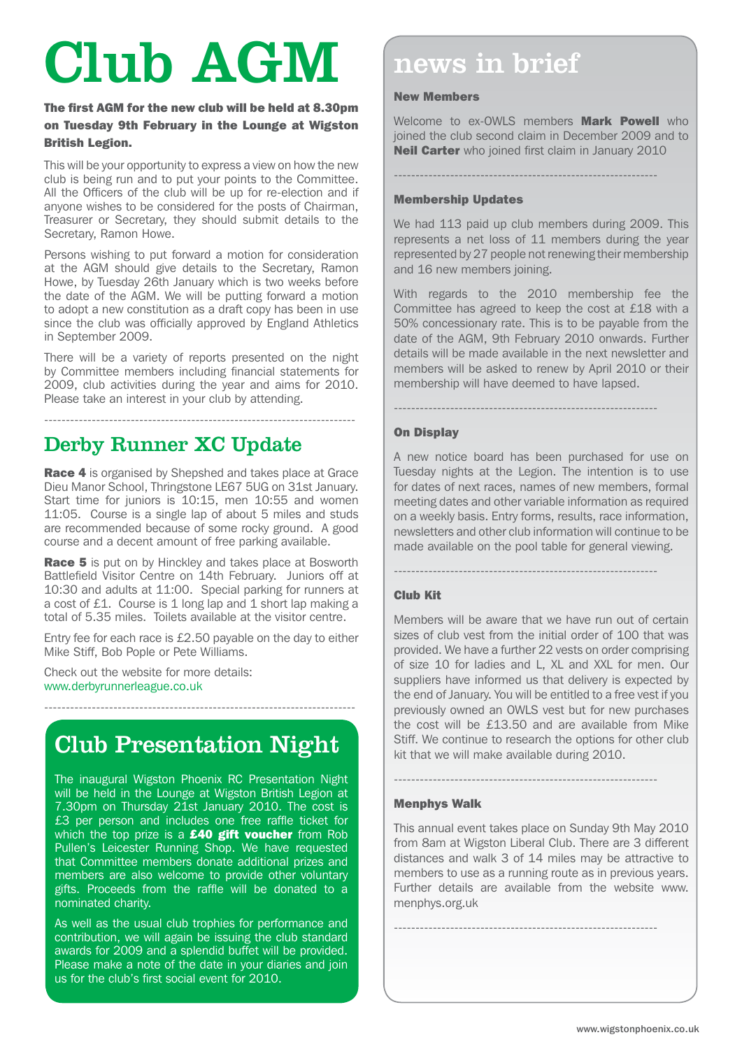# Club AGM

**The first AGM for the new club will be held at 8.30pm on Tuesday 9th February in the Lounge at Wigston British Legion.**

This will be your opportunity to express a view on how the new club is being run and to put your points to the Committee. All the Officers of the club will be up for re-election and if anyone wishes to be considered for the posts of Chairman, Treasurer or Secretary, they should submit details to the Secretary, Ramon Howe.

Persons wishing to put forward a motion for consideration at the AGM should give details to the Secretary, Ramon Howe, by Tuesday 26th January which is two weeks before the date of the AGM. We will be putting forward a motion to adopt a new constitution as a draft copy has been in use since the club was officially approved by England Athletics in September 2009.

There will be a variety of reports presented on the night by Committee members including financial statements for 2009, club activities during the year and aims for 2010. Please take an interest in your club by attending.

---

## Derby Runner XC Update

**Race 4** is organised by Shepshed and takes place at Grace Dieu Manor School, Thringstone LE67 5UG on 31st January. Start time for juniors is 10:15, men 10:55 and women 11:05. Course is a single lap of about 5 miles and studs are recommended because of some rocky ground. A good course and a decent amount of free parking available.

**Race 5** is put on by Hinckley and takes place at Bosworth Battlefield Visitor Centre on 14th February. Juniors off at 10:30 and adults at 11:00. Special parking for runners at a cost of £1. Course is 1 long lap and 1 short lap making a total of 5.35 miles. Toilets available at the visitor centre.

Entry fee for each race is £2.50 payable on the day to either Mike Stiff, Bob Pople or Pete Williams.

Check out the website for more details:
www.derbyrunnerleague.co.uk

---

## Club Presentation Night

The inaugural Wigston Phoenix RC Presentation Night will be held in the Lounge at Wigston British Legion at 7.30pm on Thursday 21st January 2010. The cost is £3 per person and includes one free raffle ticket for which the top prize is a **£40 gift voucher** from Rob Pullen's Leicester Running Shop. We have requested that Committee members donate additional prizes and members are also welcome to provide other voluntary gifts. Proceeds from the raffle will be donated to a nominated charity.

As well as the usual club trophies for performance and contribution, we will again be issuing the club standard awards for 2009 and a splendid buffet will be provided. Please make a note of the date in your diaries and join us for the club's first social event for 2010.

# news in brief

### New Members

Welcome to ex-OWLS members **Mark Powell** who joined the club second claim in December 2009 and to **Neil Carter** who joined first claim in January 2010

---

### Membership Updates

We had 113 paid up club members during 2009. This represents a net loss of 11 members during the year represented by 27 people not renewing their membership and 16 new members joining.

With regards to the 2010 membership fee the Committee has agreed to keep the cost at £18 with a 50% concessionary rate. This is to be payable from the date of the AGM, 9th February 2010 onwards. Further details will be made available in the next newsletter and members will be asked to renew by April 2010 or their membership will have deemed to have lapsed.

---

### On Display

A new notice board has been purchased for use on Tuesday nights at the Legion. The intention is to use for dates of next races, names of new members, formal meeting dates and other variable information as required on a weekly basis. Entry forms, results, race information, newsletters and other club information will continue to be made available on the pool table for general viewing.

---

### Club Kit

Members will be aware that we have run out of certain sizes of club vest from the initial order of 100 that was provided. We have a further 22 vests on order comprising of size 10 for ladies and L, XL and XXL for men. Our suppliers have informed us that delivery is expected by the end of January. You will be entitled to a free vest if you previously owned an OWLS vest but for new purchases the cost will be £13.50 and are available from Mike Stiff. We continue to research the options for other club kit that we will make available during 2010.

---

### Menphys Walk

This annual event takes place on Sunday 9th May 2010 from 8am at Wigston Liberal Club. There are 3 different distances and walk 3 of 14 miles may be attractive to members to use as a running route as in previous years. Further details are available from the website www.menphys.org.uk

---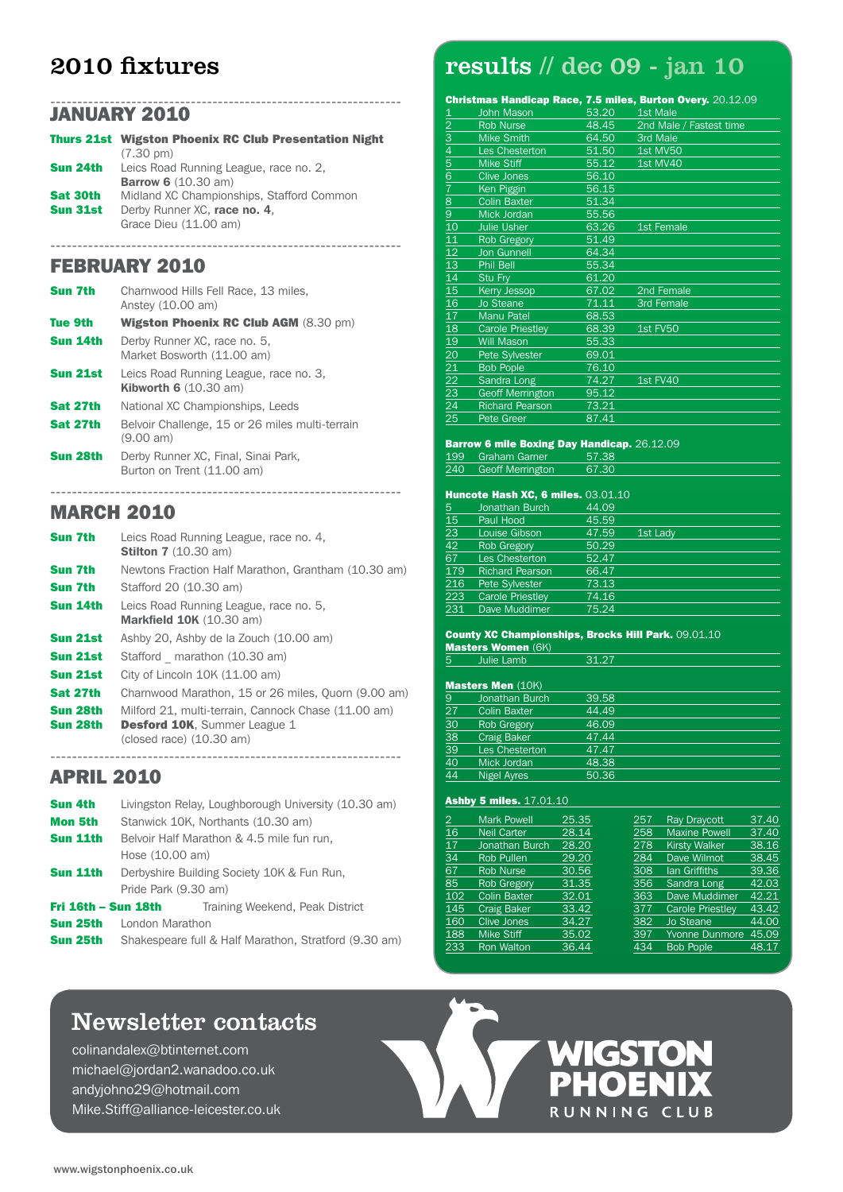# 2010 fixtures

## JANUARY 2010

**Thurs 21st** **Wigston Phoenix RC Club Presentation Night** (7.30 pm)

**Sun 24th** Leics Road Running League, race no. 2, **Barrow 6** (10.30 am)

**Sat 30th** Midland XC Championships, Stafford Common

**Sun 31st** Derby Runner XC, **race no. 4**, Grace Dieu (11.00 am)

## FEBRUARY 2010

**Sun 7th** Charnwood Hills Fell Race, 13 miles, Anstey (10.00 am)

**Tue 9th** **Wigston Phoenix RC Club AGM** (8.30 pm)

**Sun 14th** Derby Runner XC, race no. 5, Market Bosworth (11.00 am)

**Sun 21st** Leics Road Running League, race no. 3, **Kibworth 6** (10.30 am)

**Sat 27th** National XC Championships, Leeds

**Sat 27th** Belvoir Challenge, 15 or 26 miles multi-terrain (9.00 am)

**Sun 28th** Derby Runner XC, Final, Sinai Park, Burton on Trent (11.00 am)

## MARCH 2010

**Sun 7th** Leics Road Running League, race no. 4, **Stilton 7** (10.30 am)

**Sun 7th** Newtons Fraction Half Marathon, Grantham (10.30 am)

**Sun 7th** Stafford 20 (10.30 am)

**Sun 14th** Leics Road Running League, race no. 5, **Markfield 10K** (10.30 am)

**Sun 21st** Ashby 20, Ashby de la Zouch (10.00 am)

**Sun 21st** Stafford _ marathon (10.30 am)

**Sun 21st** City of Lincoln 10K (11.00 am)

**Sat 27th** Charnwood Marathon, 15 or 26 miles, Quorn (9.00 am)

**Sun 28th** Milford 21, multi-terrain, Cannock Chase (11.00 am)

**Sun 28th** **Desford 10K**, Summer League 1 (closed race) (10.30 am)

## APRIL 2010

**Sun 4th** Livingston Relay, Loughborough University (10.30 am)

**Mon 5th** Stanwick 10K, Northants (10.30 am)

**Sun 11th** Belvoir Half Marathon & 4.5 mile fun run, Hose (10.00 am)

**Sun 11th** Derbyshire Building Society 10K & Fun Run, Pride Park (9.30 am)

**Fri 16th – Sun 18th** Training Weekend, Peak District

**Sun 25th** London Marathon

**Sun 25th** Shakespeare full & Half Marathon, Stratford (9.30 am)

# results // dec 09 - jan 10

**Christmas Handicap Race, 7.5 miles, Burton Overy.** 20.12.09

| | | | |
|---|---|---|---|
| 1 | John Mason | 53.20 | 1st Male |
| 2 | Rob Nurse | 48.45 | 2nd Male / Fastest time |
| 3 | Mike Smith | 64.50 | 3rd Male |
| 4 | Les Chesterton | 51.50 | 1st MV50 |
| 5 | Mike Stiff | 55.12 | 1st MV40 |
| 6 | Clive Jones | 56.10 | |
| 7 | Ken Piggin | 56.15 | |
| 8 | Colin Baxter | 51.34 | |
| 9 | Mick Jordan | 55.56 | |
| 10 | Julie Usher | 63.26 | 1st Female |
| 11 | Rob Gregory | 51.49 | |
| 12 | Jon Gunnell | 64.34 | |
| 13 | Phil Bell | 55.34 | |
| 14 | Stu Fry | 61.20 | |
| 15 | Kerry Jessop | 67.02 | 2nd Female |
| 16 | Jo Steane | 71.11 | 3rd Female |
| 17 | Manu Patel | 68.53 | |
| 18 | Carole Priestley | 68.39 | 1st FV50 |
| 19 | Will Mason | 55.33 | |
| 20 | Pete Sylvester | 69.01 | |
| 21 | Bob Pople | 76.10 | |
| 22 | Sandra Long | 74.27 | 1st FV40 |
| 23 | Geoff Merrington | 95.12 | |
| 24 | Richard Pearson | 73.21 | |
| 25 | Pete Greer | 87.41 | |

**Barrow 6 mile Boxing Day Handicap.** 26.12.09

| | | |
|---|---|---|
| 199 | Graham Garner | 57.38 |
| 240 | Geoff Merrington | 67.30 |

**Huncote Hash XC, 6 miles.** 03.01.10

| | | | |
|---|---|---|---|
| 5 | Jonathan Burch | 44.09 | |
| 15 | Paul Hood | 45.59 | |
| 23 | Louise Gibson | 47.59 | 1st Lady |
| 42 | Rob Gregory | 50.29 | |
| 67 | Les Chesterton | 52.47 | |
| 179 | Richard Pearson | 66.47 | |
| 216 | Pete Sylvester | 73.13 | |
| 223 | Carole Priestley | 74.16 | |
| 231 | Dave Muddimer | 75.24 | |

**County XC Championships, Brocks Hill Park.** 09.01.10

**Masters Women** (6K)

| | | |
|---|---|---|
| 5 | Julie Lamb | 31.27 |

**Masters Men** (10K)

| | | |
|---|---|---|
| 9 | Jonathan Burch | 39.58 |
| 27 | Colin Baxter | 44.49 |
| 30 | Rob Gregory | 46.09 |
| 38 | Craig Baker | 47.44 |
| 39 | Les Chesterton | 47.47 |
| 40 | Mick Jordan | 48.38 |
| 44 | Nigel Ayres | 50.36 |

**Ashby 5 miles.** 17.01.10

| | | | | | |
|---|---|---|---|---|---|
| 2 | Mark Powell | 25.35 | 257 | Ray Draycott | 37.40 |
| 16 | Neil Carter | 28.14 | 258 | Maxine Powell | 37.40 |
| 17 | Jonathan Burch | 28.20 | 278 | Kirsty Walker | 38.16 |
| 34 | Rob Pullen | 29.20 | 284 | Dave Wilmot | 38.45 |
| 67 | Rob Nurse | 30.56 | 308 | Ian Griffiths | 39.36 |
| 85 | Rob Gregory | 31.35 | 356 | Sandra Long | 42.03 |
| 102 | Colin Baxter | 32.01 | 363 | Dave Muddimer | 42.21 |
| 145 | Craig Baker | 33.42 | 377 | Carole Priestley | 43.42 |
| 160 | Clive Jones | 34.27 | 382 | Jo Steane | 44.00 |
| 188 | Mike Stiff | 35.02 | 397 | Yvonne Dunmore | 45.09 |
| 233 | Ron Walton | 36.44 | 434 | Bob Pople | 48.17 |

# Newsletter contacts

colinandalex@btinternet.com
michael@jordan2.wanadoo.co.uk
andyjohno29@hotmail.com
Mike.Stiff@alliance-leicester.co.uk

WIGSTON PHOENIX RUNNING CLUB

www.wigstonphoenix.co.uk